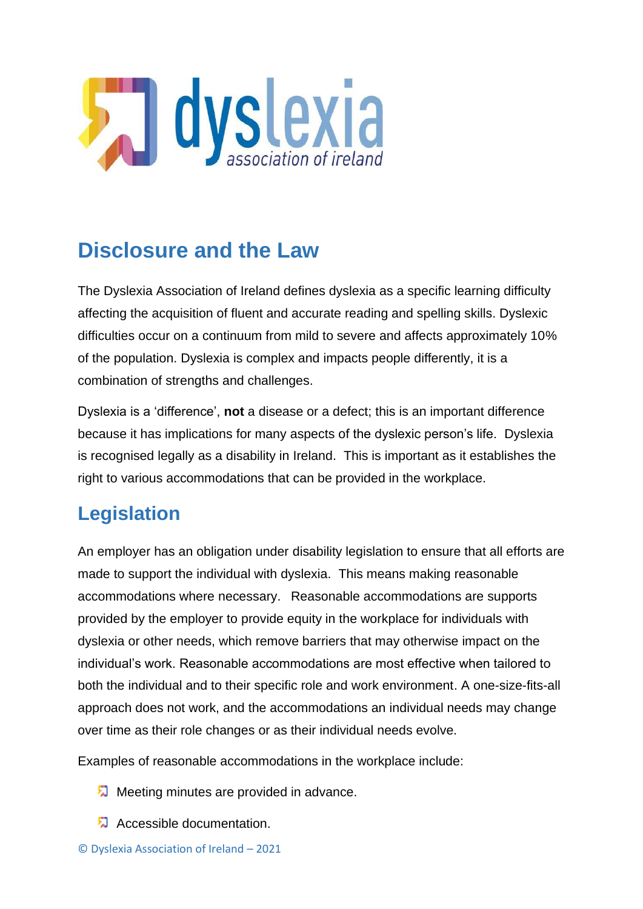# Disclosure and the Law

The Dyslexia Association of Ireland defines dyslexia as a specific learning difficulty affecting the acquisition of fluent and accurate reading and spelling skills. Dyslexic difficulties occur on a continuum from mild to severe and affects approximately 10% of the population. Dyslexia is complex and impacts people differently, it is a combination of strengths and challenges.

Dyslexia is a 'difference', **not** a disease or a defect; this is an important difference because it has implications for many aspects of the dyslexic person's life. Dyslexia is recognised legally as a disability in Ireland. This is important as it establishes the right to various accommodations that can be provided in the workplace.

## Legislation

An employer has an obligation under disability legislation to ensure that all efforts are made to support the individual with dyslexia. This means making reasonable accommodations where necessary. Reasonable accommodations are supports provided by the employer to provide equity in the workplace for individuals with dyslexia or other needs, which remove barriers that may otherwise impact on the individual's work. Reasonable accommodations are most effective when tailored to both the individual and to their specific role and work environment. A one-size-fits-all approach does not work, and the accommodations an individual needs may change over time as their role changes or as their individual needs evolve.

Examples of reasonable accommodations in the workplace include:

- Meeting minutes are provided in advance.
- Accessible documentation.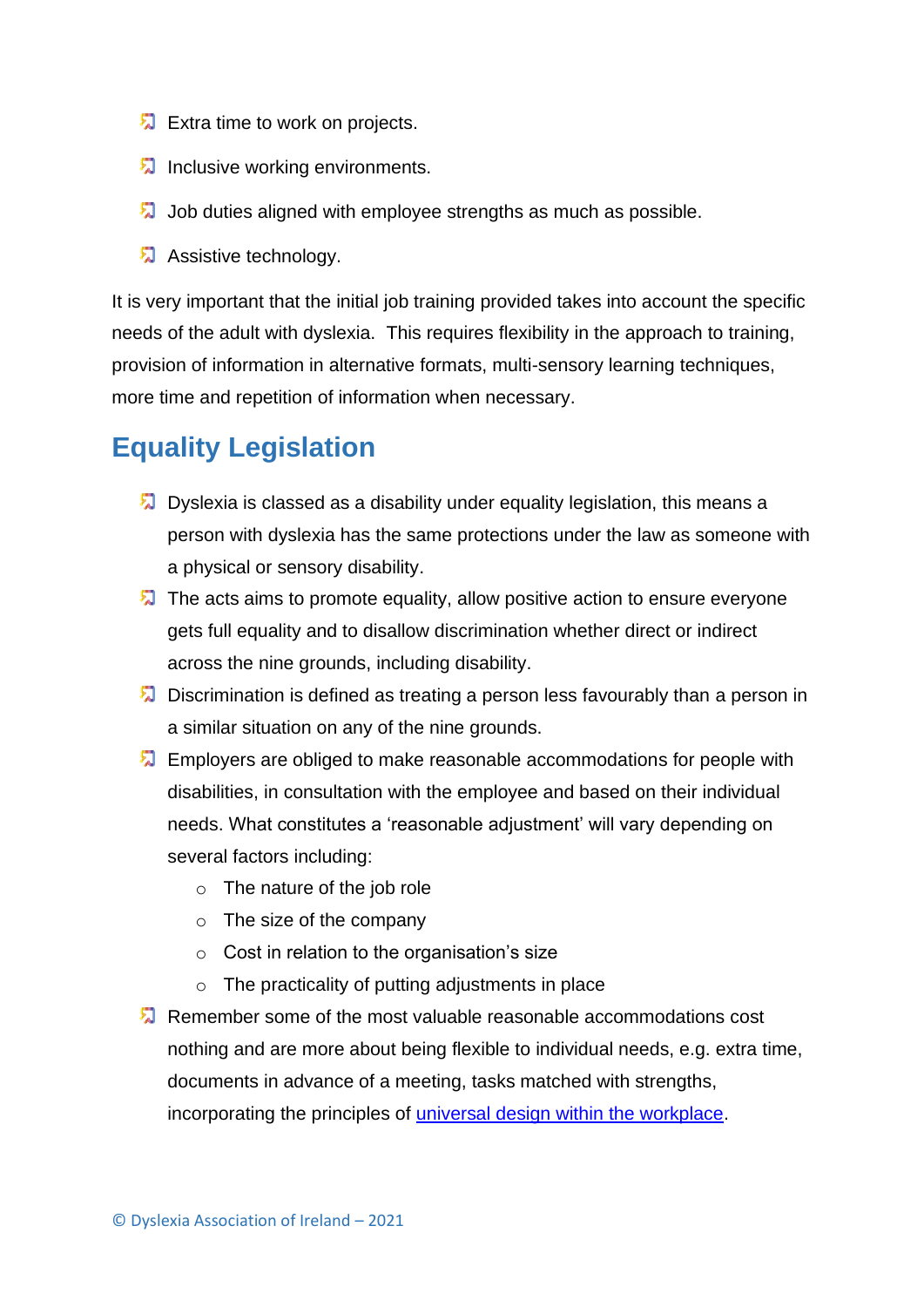- Extra time to work on projects.
- Inclusive working environments.
- Job duties aligned with employee strengths as much as possible.
- Assistive technology.

It is very important that the initial job training provided takes into account the specific needs of the adult with dyslexia. This requires flexibility in the approach to training, provision of information in alternative formats, multi-sensory learning techniques, more time and repetition of information when necessary.

## Equality Legislation

- Dyslexia is classed as a disability under equality legislation, this means a person with dyslexia has the same protections under the law as someone with a physical or sensory disability.
- The acts aims to promote equality, allow positive action to ensure everyone gets full equality and to disallow discrimination whether direct or indirect across the nine grounds, including disability.
- Discrimination is defined as treating a person less favourably than a person in a similar situation on any of the nine grounds.
- Employers are obliged to make reasonable accommodations for people with disabilities, in consultation with the employee and based on their individual needs. What constitutes a 'reasonable adjustment' will vary depending on several factors including:
    - The nature of the job role
    - The size of the company
    - Cost in relation to the organisation's size
    - The practicality of putting adjustments in place
- Remember some of the most valuable reasonable accommodations cost nothing and are more about being flexible to individual needs, e.g. extra time, documents in advance of a meeting, tasks matched with strengths, incorporating the principles of [universal design within the workplace](universal design within the workplace).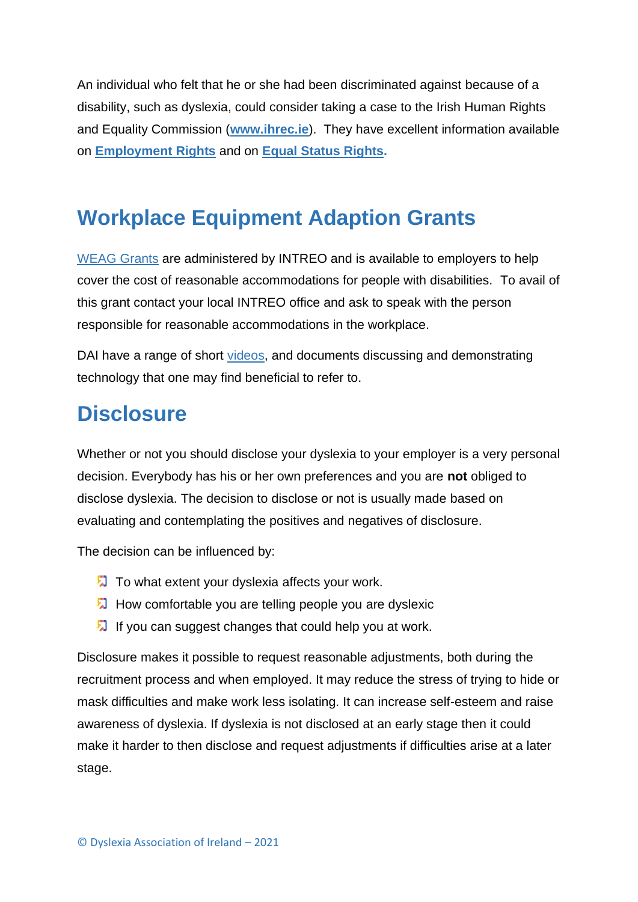An individual who felt that he or she had been discriminated against because of a disability, such as dyslexia, could consider taking a case to the Irish Human Rights and Equality Commission (**www.ihrec.ie**). They have excellent information available on **Employment Rights** and on **Equal Status Rights.**

## Workplace Equipment Adaption Grants

WEAG Grants are administered by INTREO and is available to employers to help cover the cost of reasonable accommodations for people with disabilities. To avail of this grant contact your local INTREO office and ask to speak with the person responsible for reasonable accommodations in the workplace.

DAI have a range of short videos, and documents discussing and demonstrating technology that one may find beneficial to refer to.

## Disclosure

Whether or not you should disclose your dyslexia to your employer is a very personal decision. Everybody has his or her own preferences and you are **not** obliged to disclose dyslexia. The decision to disclose or not is usually made based on evaluating and contemplating the positives and negatives of disclosure.

The decision can be influenced by:

- To what extent your dyslexia affects your work.
- How comfortable you are telling people you are dyslexic
- If you can suggest changes that could help you at work.

Disclosure makes it possible to request reasonable adjustments, both during the recruitment process and when employed. It may reduce the stress of trying to hide or mask difficulties and make work less isolating. It can increase self-esteem and raise awareness of dyslexia. If dyslexia is not disclosed at an early stage then it could make it harder to then disclose and request adjustments if difficulties arise at a later stage.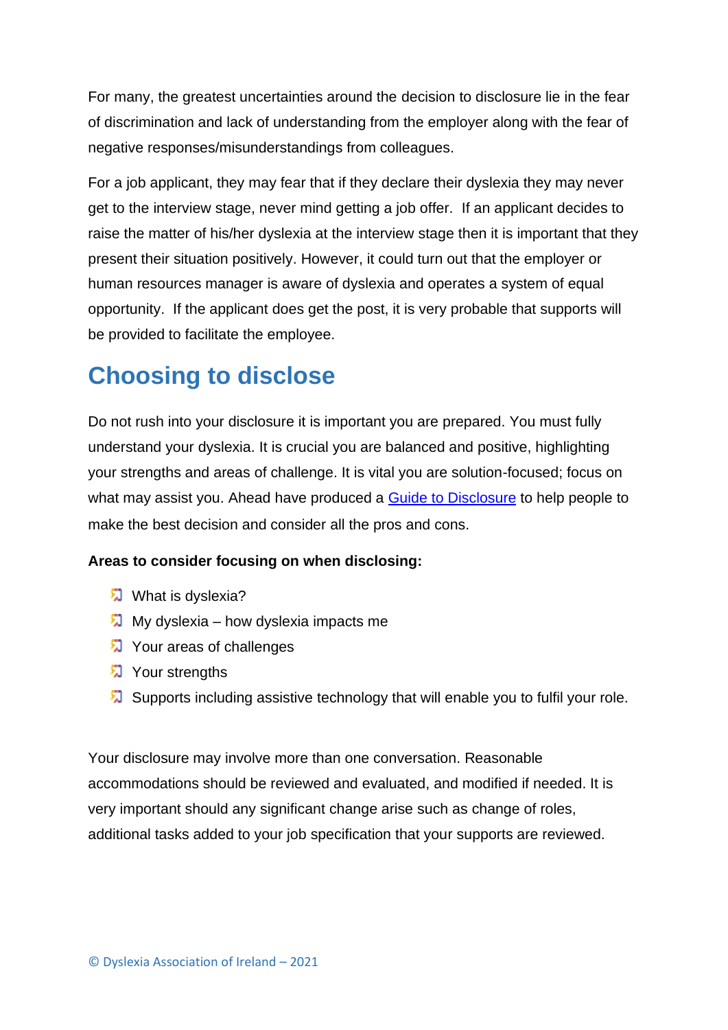For many, the greatest uncertainties around the decision to disclosure lie in the fear of discrimination and lack of understanding from the employer along with the fear of negative responses/misunderstandings from colleagues.

For a job applicant, they may fear that if they declare their dyslexia they may never get to the interview stage, never mind getting a job offer. If an applicant decides to raise the matter of his/her dyslexia at the interview stage then it is important that they present their situation positively. However, it could turn out that the employer or human resources manager is aware of dyslexia and operates a system of equal opportunity. If the applicant does get the post, it is very probable that supports will be provided to facilitate the employee.

## Choosing to disclose

Do not rush into your disclosure it is important you are prepared. You must fully understand your dyslexia. It is crucial you are balanced and positive, highlighting your strengths and areas of challenge. It is vital you are solution-focused; focus on what may assist you. Ahead have produced a Guide to Disclosure to help people to make the best decision and consider all the pros and cons.

**Areas to consider focusing on when disclosing:**

- What is dyslexia?
- My dyslexia – how dyslexia impacts me
- Your areas of challenges
- Your strengths
- Supports including assistive technology that will enable you to fulfil your role.

Your disclosure may involve more than one conversation. Reasonable accommodations should be reviewed and evaluated, and modified if needed. It is very important should any significant change arise such as change of roles, additional tasks added to your job specification that your supports are reviewed.

© Dyslexia Association of Ireland – 2021